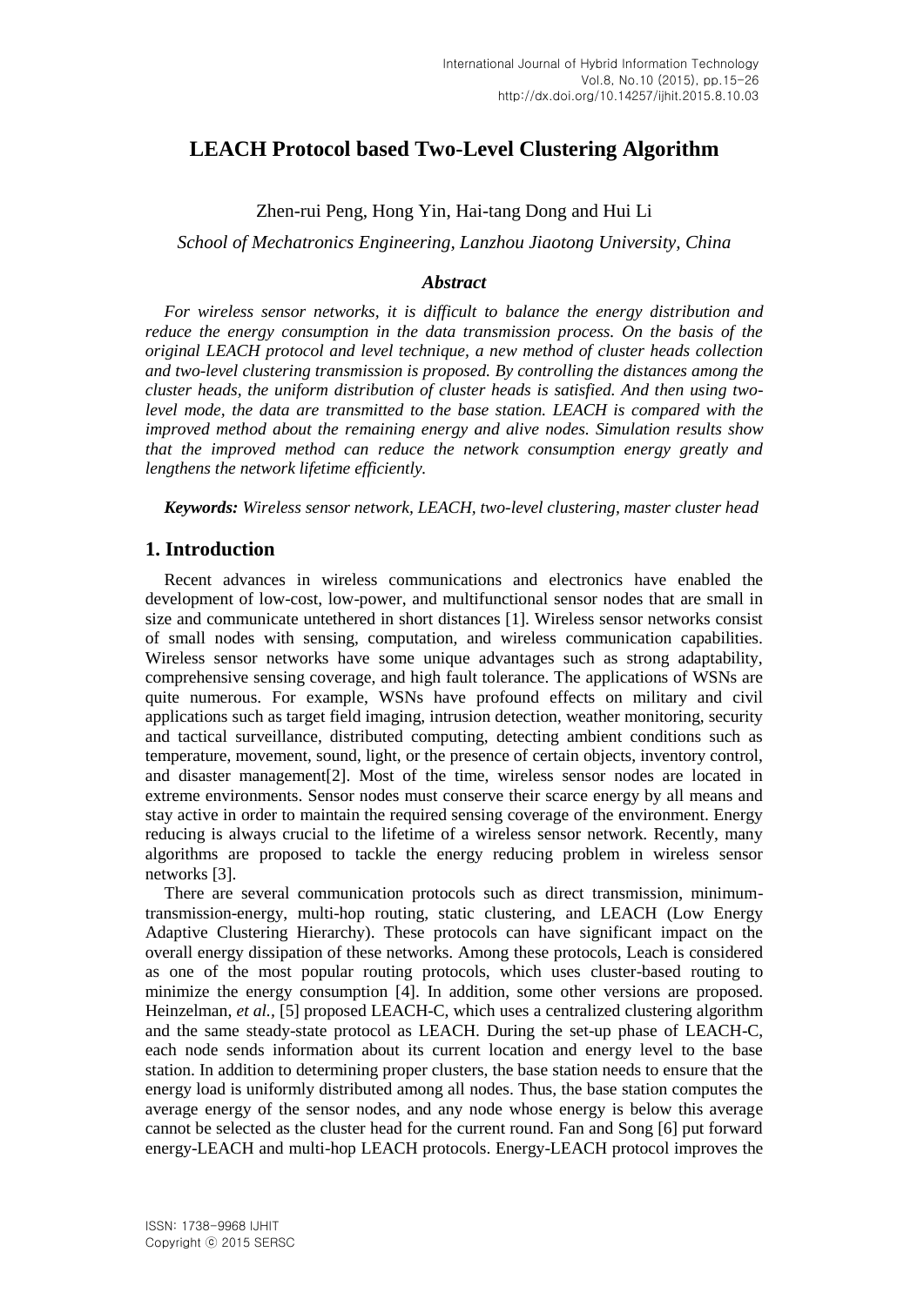# LEACH Protocol based Two-Level Clustering Algorithm

Zhen-rui Peng, Hong Yin, Hai-tang Dong and Hui Li

*School of Mechatronics Engineering, Lanzhou Jiaotong University, China*

### *Abstract*

*For wireless sensor networks, it is difficult to balance the energy distribution and reduce the energy consumption in the data transmission process. On the basis of the original LEACH protocol and level technique, a new method of cluster heads collection and two-level clustering transmission is proposed. By controlling the distances among the cluster heads, the uniform distribution of cluster heads is satisfied. And then using two-level mode, the data are transmitted to the base station. LEACH is compared with the improved method about the remaining energy and alive nodes. Simulation results show that the improved method can reduce the network consumption energy greatly and lengthens the network lifetime efficiently.*

***Keywords:*** *Wireless sensor network, LEACH, two-level clustering, master cluster head*

## 1. Introduction

Recent advances in wireless communications and electronics have enabled the development of low-cost, low-power, and multifunctional sensor nodes that are small in size and communicate untethered in short distances [1]. Wireless sensor networks consist of small nodes with sensing, computation, and wireless communication capabilities. Wireless sensor networks have some unique advantages such as strong adaptability, comprehensive sensing coverage, and high fault tolerance. The applications of WSNs are quite numerous. For example, WSNs have profound effects on military and civil applications such as target field imaging, intrusion detection, weather monitoring, security and tactical surveillance, distributed computing, detecting ambient conditions such as temperature, movement, sound, light, or the presence of certain objects, inventory control, and disaster management[2]. Most of the time, wireless sensor nodes are located in extreme environments. Sensor nodes must conserve their scarce energy by all means and stay active in order to maintain the required sensing coverage of the environment. Energy reducing is always crucial to the lifetime of a wireless sensor network. Recently, many algorithms are proposed to tackle the energy reducing problem in wireless sensor networks [3].

There are several communication protocols such as direct transmission, minimum-transmission-energy, multi-hop routing, static clustering, and LEACH (Low Energy Adaptive Clustering Hierarchy). These protocols can have significant impact on the overall energy dissipation of these networks. Among these protocols, Leach is considered as one of the most popular routing protocols, which uses cluster-based routing to minimize the energy consumption [4]. In addition, some other versions are proposed. Heinzelman, *et al.,* [5] proposed LEACH-C, which uses a centralized clustering algorithm and the same steady-state protocol as LEACH. During the set-up phase of LEACH-C, each node sends information about its current location and energy level to the base station. In addition to determining proper clusters, the base station needs to ensure that the energy load is uniformly distributed among all nodes. Thus, the base station computes the average energy of the sensor nodes, and any node whose energy is below this average cannot be selected as the cluster head for the current round. Fan and Song [6] put forward energy-LEACH and multi-hop LEACH protocols. Energy-LEACH protocol improves the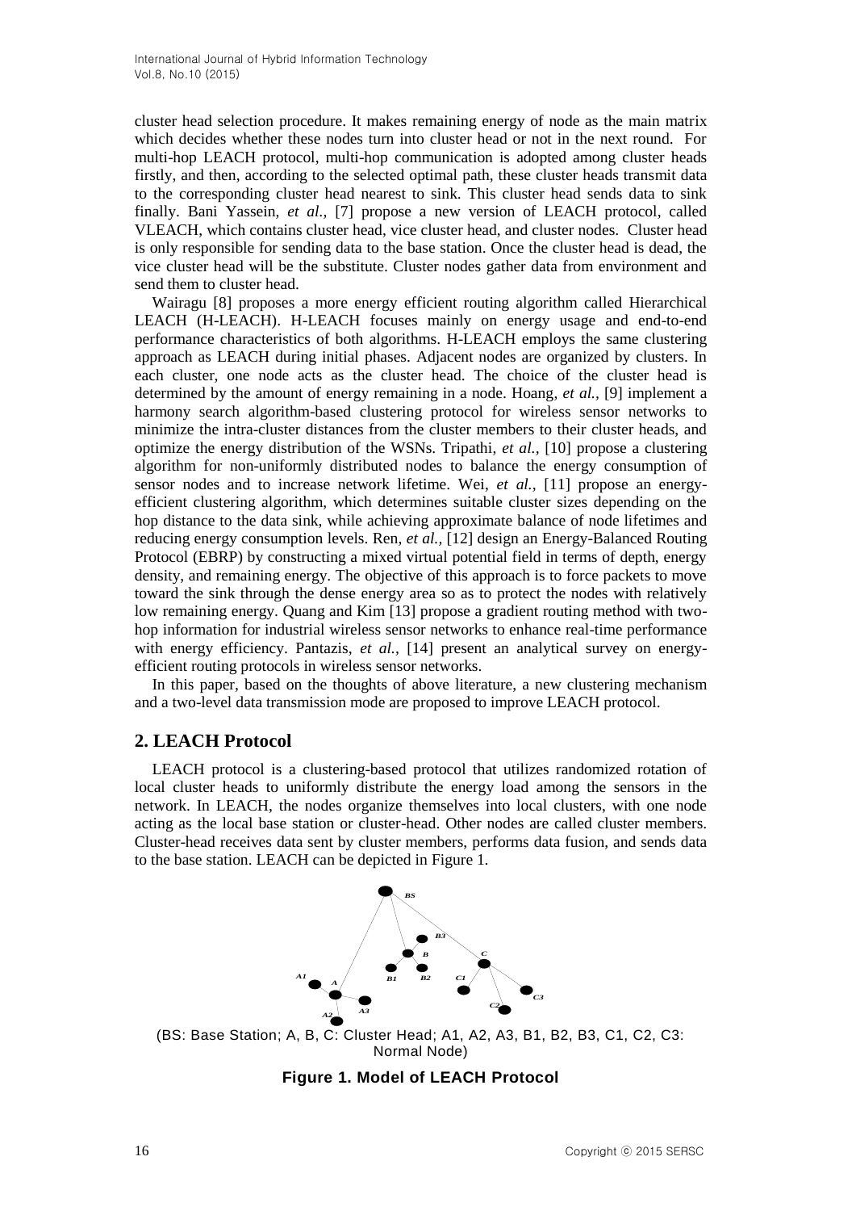cluster head selection procedure. It makes remaining energy of node as the main matrix which decides whether these nodes turn into cluster head or not in the next round. For multi-hop LEACH protocol, multi-hop communication is adopted among cluster heads firstly, and then, according to the selected optimal path, these cluster heads transmit data to the corresponding cluster head nearest to sink. This cluster head sends data to sink finally. Bani Yassein, *et al.*, [7] propose a new version of LEACH protocol, called VLEACH, which contains cluster head, vice cluster head, and cluster nodes. Cluster head is only responsible for sending data to the base station. Once the cluster head is dead, the vice cluster head will be the substitute. Cluster nodes gather data from environment and send them to cluster head.

Wairagu [8] proposes a more energy efficient routing algorithm called Hierarchical LEACH (H-LEACH). H-LEACH focuses mainly on energy usage and end-to-end performance characteristics of both algorithms. H-LEACH employs the same clustering approach as LEACH during initial phases. Adjacent nodes are organized by clusters. In each cluster, one node acts as the cluster head. The choice of the cluster head is determined by the amount of energy remaining in a node. Hoang, *et al.*, [9] implement a harmony search algorithm-based clustering protocol for wireless sensor networks to minimize the intra-cluster distances from the cluster members to their cluster heads, and optimize the energy distribution of the WSNs. Tripathi, *et al.*, [10] propose a clustering algorithm for non-uniformly distributed nodes to balance the energy consumption of sensor nodes and to increase network lifetime. Wei, *et al.*, [11] propose an energy-efficient clustering algorithm, which determines suitable cluster sizes depending on the hop distance to the data sink, while achieving approximate balance of node lifetimes and reducing energy consumption levels. Ren, *et al.*, [12] design an Energy-Balanced Routing Protocol (EBRP) by constructing a mixed virtual potential field in terms of depth, energy density, and remaining energy. The objective of this approach is to force packets to move toward the sink through the dense energy area so as to protect the nodes with relatively low remaining energy. Quang and Kim [13] propose a gradient routing method with two-hop information for industrial wireless sensor networks to enhance real-time performance with energy efficiency. Pantazis, *et al.*, [14] present an analytical survey on energy-efficient routing protocols in wireless sensor networks.

In this paper, based on the thoughts of above literature, a new clustering mechanism and a two-level data transmission mode are proposed to improve LEACH protocol.

## 2. LEACH Protocol

LEACH protocol is a clustering-based protocol that utilizes randomized rotation of local cluster heads to uniformly distribute the energy load among the sensors in the network. In LEACH, the nodes organize themselves into local clusters, with one node acting as the local base station or cluster-head. Other nodes are called cluster members. Cluster-head receives data sent by cluster members, performs data fusion, and sends data to the base station. LEACH can be depicted in Figure 1.

(BS: Base Station; A, B, C: Cluster Head; A1, A2, A3, B1, B2, B3, C1, C2, C3: Normal Node)

**Figure 1. Model of LEACH Protocol**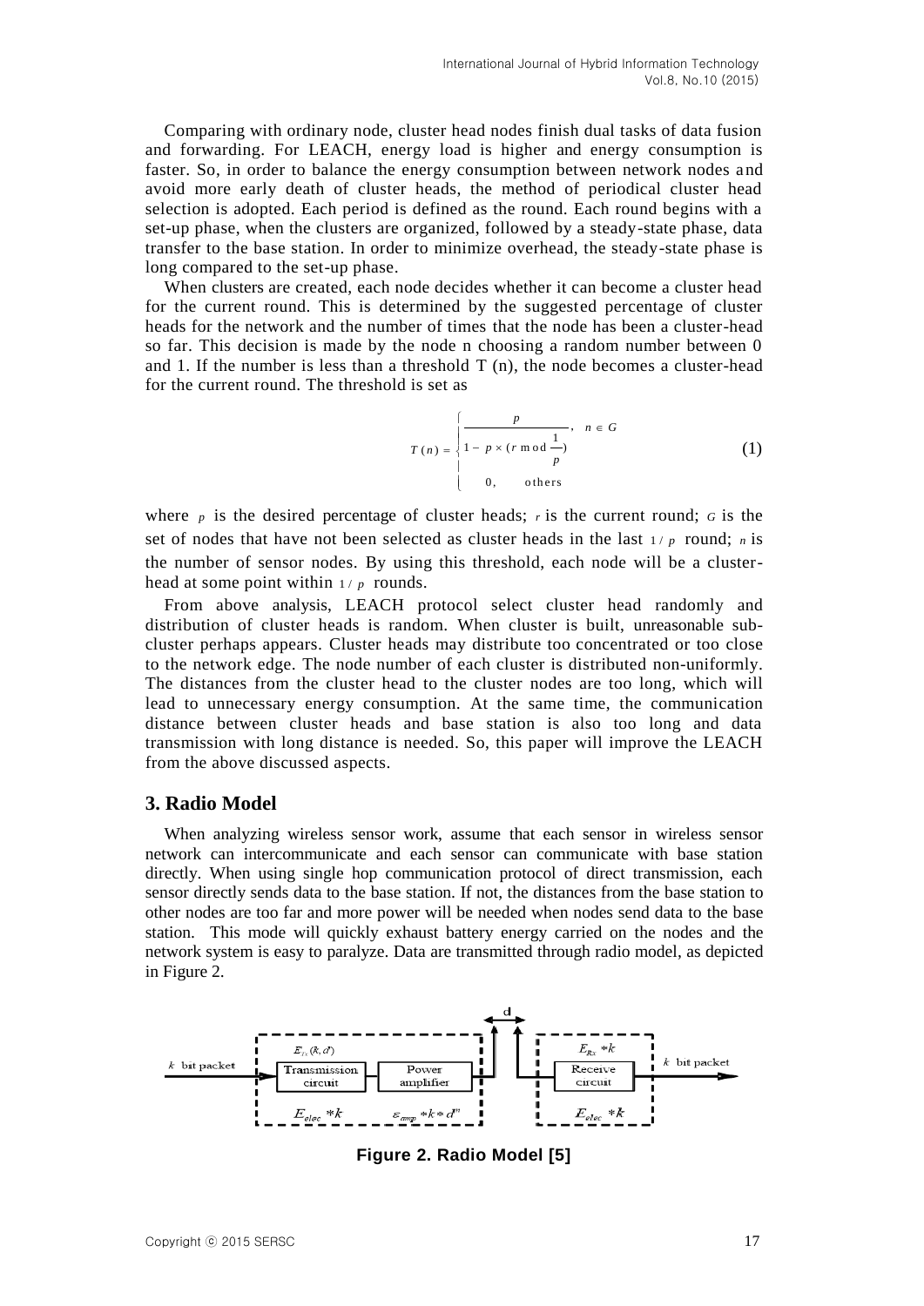Comparing with ordinary node, cluster head nodes finish dual tasks of data fusion and forwarding. For LEACH, energy load is higher and energy consumption is faster. So, in order to balance the energy consumption between network nodes and avoid more early death of cluster heads, the method of periodical cluster head selection is adopted. Each period is defined as the round. Each round begins with a set-up phase, when the clusters are organized, followed by a steady-state phase, data transfer to the base station. In order to minimize overhead, the steady-state phase is long compared to the set-up phase.

When clusters are created, each node decides whether it can become a cluster head for the current round. This is determined by the suggested percentage of cluster heads for the network and the number of times that the node has been a cluster-head so far. This decision is made by the node n choosing a random number between 0 and 1. If the number is less than a threshold T (n), the node becomes a cluster-head for the current round. The threshold is set as

$$T(n) = \begin{cases} \dfrac{p}{1 - p \times (r \bmod \frac{1}{p})}, & n \in G \\ 0, & \text{others} \end{cases} \tag{1}$$

where $p$ is the desired percentage of cluster heads; $r$ is the current round; $G$ is the set of nodes that have not been selected as cluster heads in the last $1/p$ round; $n$ is the number of sensor nodes. By using this threshold, each node will be a cluster-head at some point within $1/p$ rounds.

From above analysis, LEACH protocol select cluster head randomly and distribution of cluster heads is random. When cluster is built, unreasonable sub-cluster perhaps appears. Cluster heads may distribute too concentrated or too close to the network edge. The node number of each cluster is distributed non-uniformly. The distances from the cluster head to the cluster nodes are too long, which will lead to unnecessary energy consumption. At the same time, the communication distance between cluster heads and base station is also too long and data transmission with long distance is needed. So, this paper will improve the LEACH from the above discussed aspects.

## 3. Radio Model

When analyzing wireless sensor work, assume that each sensor in wireless sensor network can intercommunicate and each sensor can communicate with base station directly. When using single hop communication protocol of direct transmission, each sensor directly sends data to the base station. If not, the distances from the base station to other nodes are too far and more power will be needed when nodes send data to the base station. This mode will quickly exhaust battery energy carried on the nodes and the network system is easy to paralyze. Data are transmitted through radio model, as depicted in Figure 2.

**Figure 2. Radio Model [5]**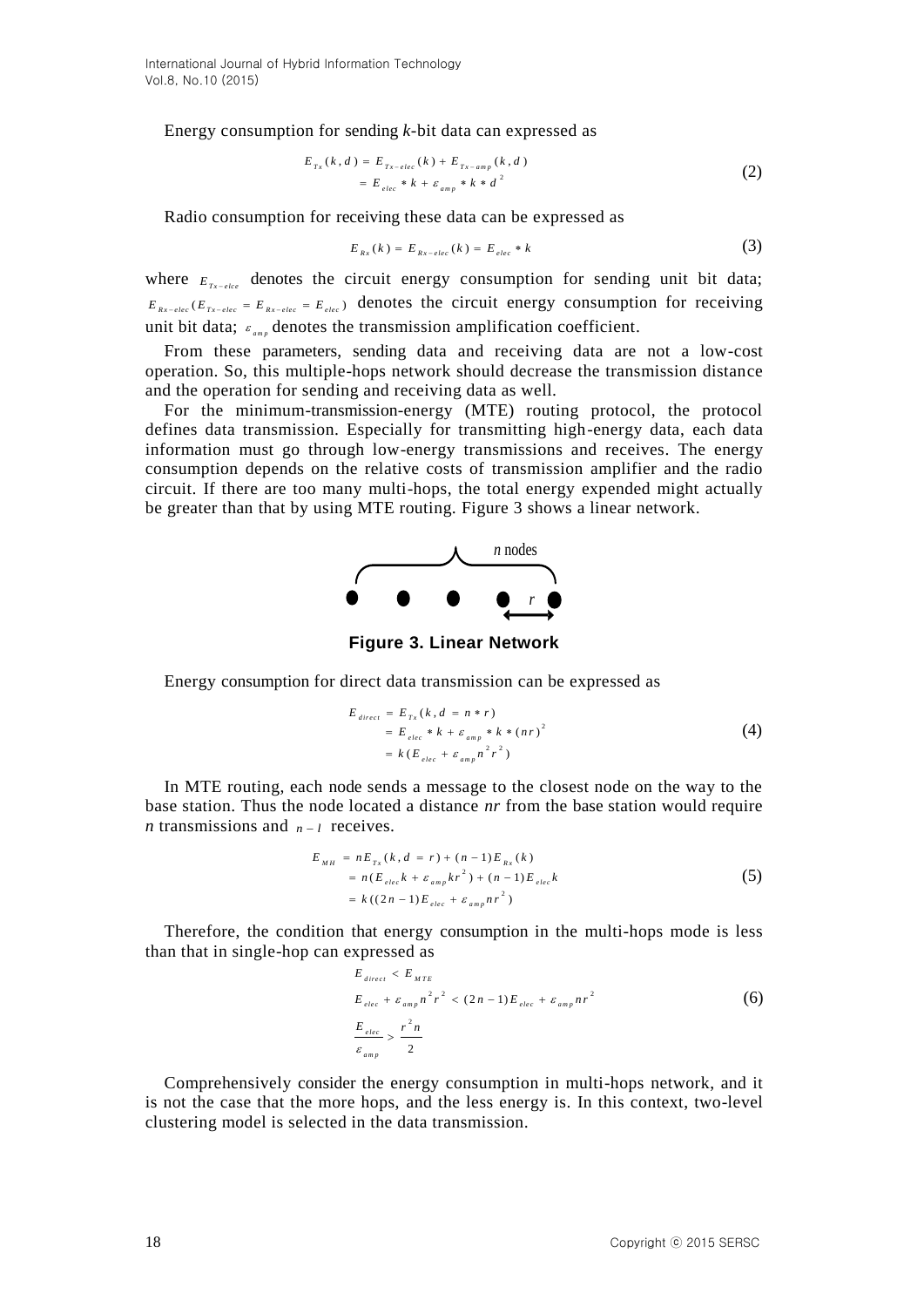Energy consumption for sending *k*-bit data can expressed as

$$
\begin{aligned}
E_{Tx}(k,d) &= E_{Tx-elec}(k) + E_{Tx-amp}(k,d) \\
&= E_{elec} * k + \varepsilon_{amp} * k * d^2
\end{aligned}
\tag{2}
$$

Radio consumption for receiving these data can be expressed as

$$
E_{Rx}(k) = E_{Rx-elec}(k) = E_{elec} * k
\tag{3}
$$

where $E_{Tx-elce}$ denotes the circuit energy consumption for sending unit bit data; $E_{Rx-elec}(E_{Tx-elec} = E_{Rx-elec} = E_{elec})$ denotes the circuit energy consumption for receiving unit bit data; $\varepsilon_{amp}$ denotes the transmission amplification coefficient.

From these parameters, sending data and receiving data are not a low-cost operation. So, this multiple-hops network should decrease the transmission distance and the operation for sending and receiving data as well.

For the minimum-transmission-energy (MTE) routing protocol, the protocol defines data transmission. Especially for transmitting high-energy data, each data information must go through low-energy transmissions and receives. The energy consumption depends on the relative costs of transmission amplifier and the radio circuit. If there are too many multi-hops, the total energy expended might actually be greater than that by using MTE routing. Figure 3 shows a linear network.

**Figure 3. Linear Network**

Energy consumption for direct data transmission can be expressed as

$$
\begin{aligned}
E_{direct} &= E_{Tx}(k, d = n * r) \\
&= E_{elec} * k + \varepsilon_{amp} * k * (nr)^2 \\
&= k(E_{elec} + \varepsilon_{amp} n^2 r^2)
\end{aligned}
\tag{4}
$$

In MTE routing, each node sends a message to the closest node on the way to the base station. Thus the node located a distance *nr* from the base station would require *n* transmissions and $n-1$ receives.

$$
\begin{aligned}
E_{MH} &= nE_{Tx}(k, d = r) + (n-1)E_{Rx}(k) \\
&= n(E_{elec}k + \varepsilon_{amp} k r^2) + (n-1)E_{elec}k \\
&= k((2n-1)E_{elec} + \varepsilon_{amp} n r^2)
\end{aligned}
\tag{5}
$$

Therefore, the condition that energy consumption in the multi-hops mode is less than that in single-hop can expressed as

$$
\begin{aligned}
&E_{direct} < E_{MTE} \\
&E_{elec} + \varepsilon_{amp} n^2 r^2 < (2n-1)E_{elec} + \varepsilon_{amp} n r^2 \\
&\frac{E_{elec}}{\varepsilon_{amp}} > \frac{r^2 n}{2}
\end{aligned}
\tag{6}
$$

Comprehensively consider the energy consumption in multi-hops network, and it is not the case that the more hops, and the less energy is. In this context, two-level clustering model is selected in the data transmission.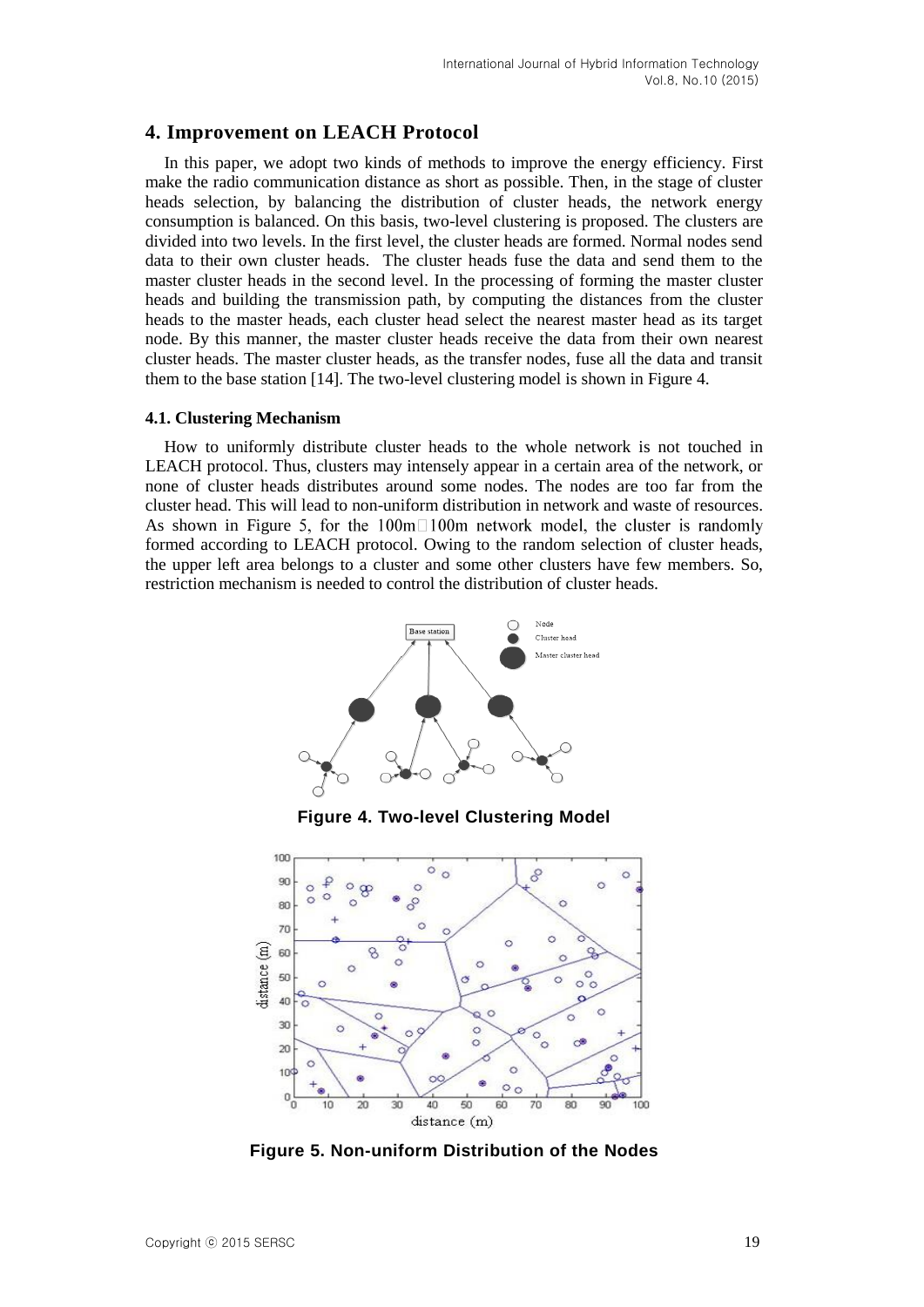## 4. Improvement on LEACH Protocol

In this paper, we adopt two kinds of methods to improve the energy efficiency. First make the radio communication distance as short as possible. Then, in the stage of cluster heads selection, by balancing the distribution of cluster heads, the network energy consumption is balanced. On this basis, two-level clustering is proposed. The clusters are divided into two levels. In the first level, the cluster heads are formed. Normal nodes send data to their own cluster heads. The cluster heads fuse the data and send them to the master cluster heads in the second level. In the processing of forming the master cluster heads and building the transmission path, by computing the distances from the cluster heads to the master heads, each cluster head select the nearest master head as its target node. By this manner, the master cluster heads receive the data from their own nearest cluster heads. The master cluster heads, as the transfer nodes, fuse all the data and transit them to the base station [14]. The two-level clustering model is shown in Figure 4.

### 4.1. Clustering Mechanism

How to uniformly distribute cluster heads to the whole network is not touched in LEACH protocol. Thus, clusters may intensely appear in a certain area of the network, or none of cluster heads distributes around some nodes. The nodes are too far from the cluster head. This will lead to non-uniform distribution in network and waste of resources. As shown in Figure 5, for the 100m$\times$100m network model, the cluster is randomly formed according to LEACH protocol. Owing to the random selection of cluster heads, the upper left area belongs to a cluster and some other clusters have few members. So, restriction mechanism is needed to control the distribution of cluster heads.

**Figure 4. Two-level Clustering Model**

**Figure 5. Non-uniform Distribution of the Nodes**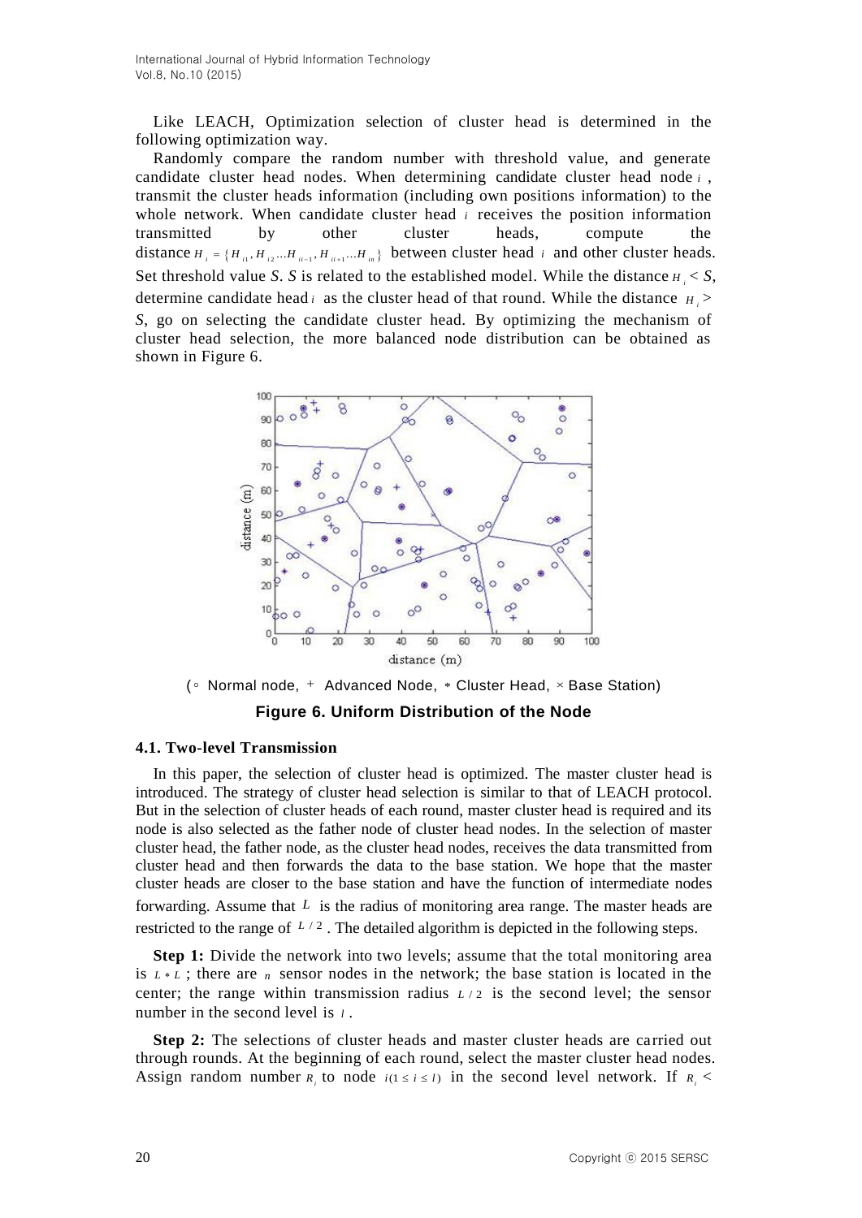Like LEACH, Optimization selection of cluster head is determined in the following optimization way.

Randomly compare the random number with threshold value, and generate candidate cluster head nodes. When determining candidate cluster head node $i$, transmit the cluster heads information (including own positions information) to the whole network. When candidate cluster head $i$ receives the position information transmitted by other cluster heads, compute the distance $H_i = \{H_{i1}, H_{i2} \ldots H_{ii-1}, H_{ii+1} \ldots H_{in}\}$ between cluster head $i$ and other cluster heads. Set threshold value *S*. *S* is related to the established model. While the distance $H_i < S$, determine candidate head $i$ as the cluster head of that round. While the distance $H_i > S$, go on selecting the candidate cluster head. By optimizing the mechanism of cluster head selection, the more balanced node distribution can be obtained as shown in Figure 6.

(◦ Normal node, + Advanced Node, ∗ Cluster Head, × Base Station)

**Figure 6. Uniform Distribution of the Node**

### 4.1. Two-level Transmission

In this paper, the selection of cluster head is optimized. The master cluster head is introduced. The strategy of cluster head selection is similar to that of LEACH protocol. But in the selection of cluster heads of each round, master cluster head is required and its node is also selected as the father node of cluster head nodes. In the selection of master cluster head, the father node, as the cluster head nodes, receives the data transmitted from cluster head and then forwards the data to the base station. We hope that the master cluster heads are closer to the base station and have the function of intermediate nodes forwarding. Assume that $L$ is the radius of monitoring area range. The master heads are restricted to the range of $L/2$. The detailed algorithm is depicted in the following steps.

**Step 1:** Divide the network into two levels; assume that the total monitoring area is $L * L$; there are $n$ sensor nodes in the network; the base station is located in the center; the range within transmission radius $L/2$ is the second level; the sensor number in the second level is $l$.

**Step 2:** The selections of cluster heads and master cluster heads are carried out through rounds. At the beginning of each round, select the master cluster head nodes. Assign random number $R_i$ to node $i (1 \le i \le l)$ in the second level network. If $R_i <$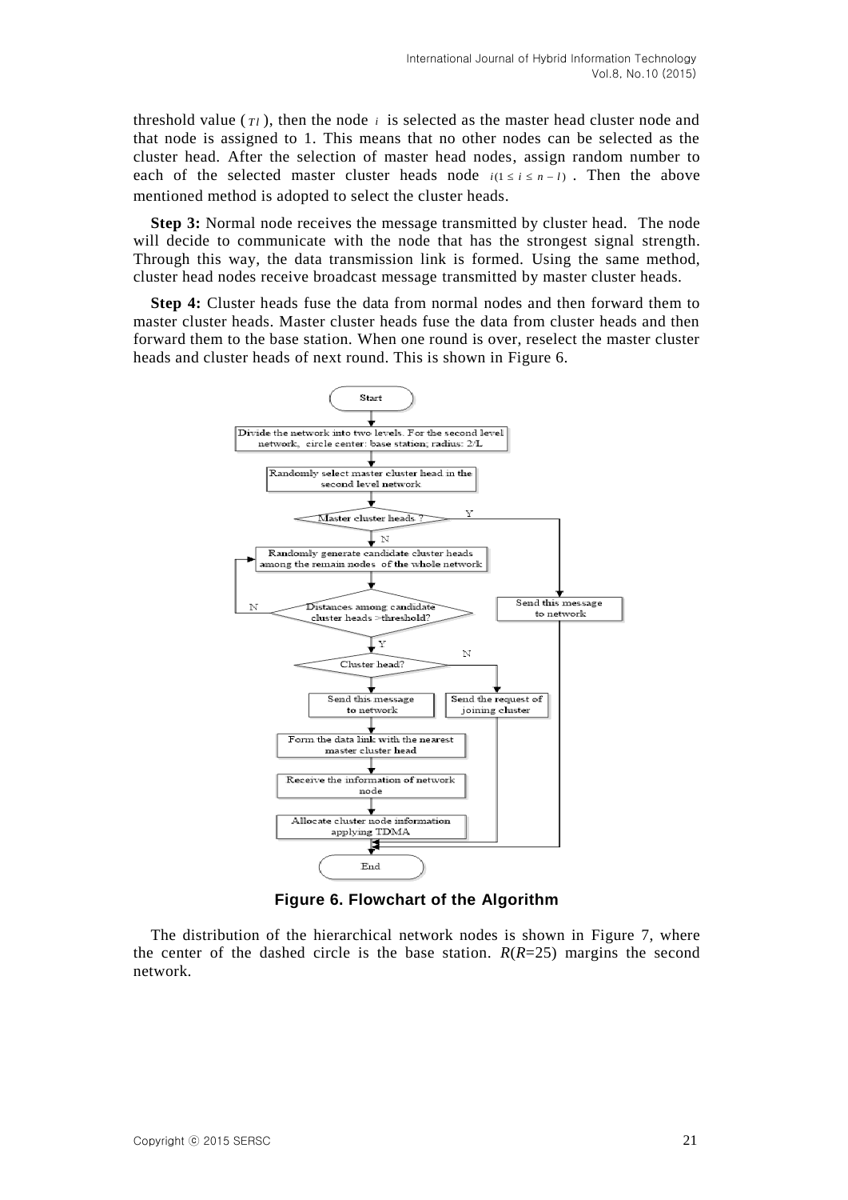threshold value ($Tl$), then the node $i$ is selected as the master head cluster node and that node is assigned to 1. This means that no other nodes can be selected as the cluster head. After the selection of master head nodes, assign random number to each of the selected master cluster heads node $i(1 \le i \le n-l)$. Then the above mentioned method is adopted to select the cluster heads.

**Step 3:** Normal node receives the message transmitted by cluster head. The node will decide to communicate with the node that has the strongest signal strength. Through this way, the data transmission link is formed. Using the same method, cluster head nodes receive broadcast message transmitted by master cluster heads.

**Step 4:** Cluster heads fuse the data from normal nodes and then forward them to master cluster heads. Master cluster heads fuse the data from cluster heads and then forward them to the base station. When one round is over, reselect the master cluster heads and cluster heads of next round. This is shown in Figure 6.

**Figure 6. Flowchart of the Algorithm**

The distribution of the hierarchical network nodes is shown in Figure 7, where the center of the dashed circle is the base station. $R$($R$=25) margins the second network.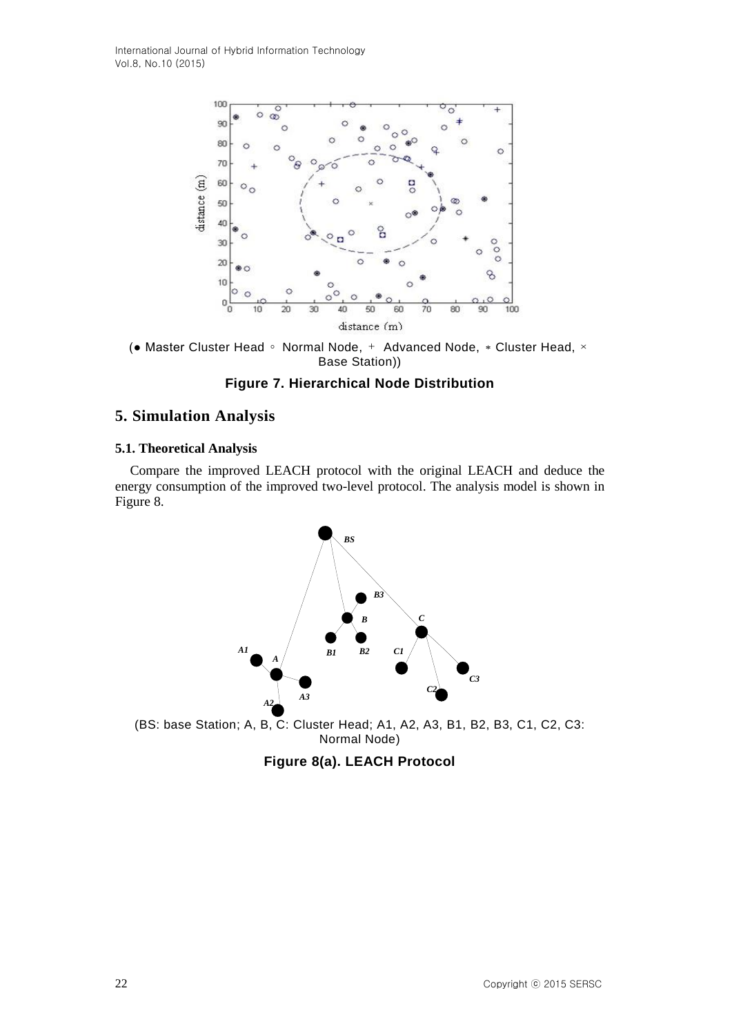(● Master Cluster Head ◦ Normal Node, + Advanced Node, ∗ Cluster Head, × Base Station))

**Figure 7. Hierarchical Node Distribution**

## 5. Simulation Analysis

### 5.1. Theoretical Analysis

Compare the improved LEACH protocol with the original LEACH and deduce the energy consumption of the improved two-level protocol. The analysis model is shown in Figure 8.

(BS: base Station; A, B, C: Cluster Head; A1, A2, A3, B1, B2, B3, C1, C2, C3: Normal Node)

**Figure 8(a). LEACH Protocol**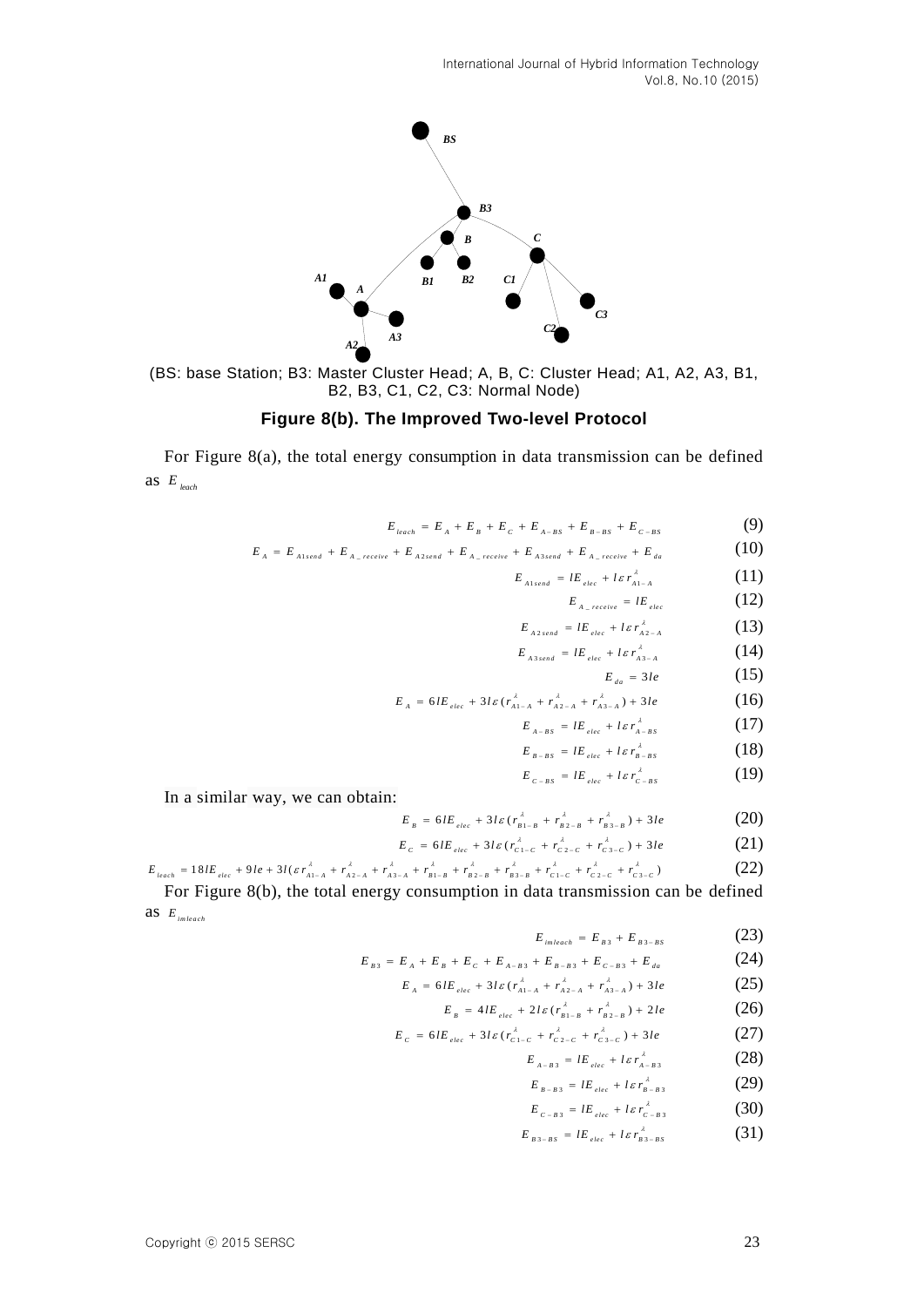(BS: base Station; B3: Master Cluster Head; A, B, C: Cluster Head; A1, A2, A3, B1, B2, B3, C1, C2, C3: Normal Node)

**Figure 8(b). The Improved Two-level Protocol**

For Figure 8(a), the total energy consumption in data transmission can be defined as $E_{leach}$

$$E_{leach} = E_A + E_B + E_C + E_{A-BS} + E_{B-BS} + E_{C-BS} \tag{9}$$

$$E_A = E_{A1send} + E_{A\_receive} + E_{A2send} + E_{A\_receive} + E_{A3send} + E_{A\_receive} + E_{da} \tag{10}$$

$$E_{A1send} = lE_{elec} + l\varepsilon r^{\lambda}_{A1-A} \tag{11}$$

$$E_{A\_receive} = lE_{elec} \tag{12}$$

$$E_{A2send} = lE_{elec} + l\varepsilon r^{\lambda}_{A2-A} \tag{13}$$

$$E_{A3send} = lE_{elec} + l\varepsilon r^{\lambda}_{A3-A} \tag{14}$$

$$E_{da} = 3le \tag{15}$$

$$E_A = 6lE_{elec} + 3l\varepsilon (r^{\lambda}_{A1-A} + r^{\lambda}_{A2-A} + r^{\lambda}_{A3-A}) + 3le \tag{16}$$

$$E_{A-BS} = lE_{elec} + l\varepsilon r^{\lambda}_{A-BS} \tag{17}$$

$$E_{B-BS} = lE_{elec} + l\varepsilon r^{\lambda}_{B-BS} \tag{18}$$

$$E_{C-BS} = lE_{elec} + l\varepsilon r^{\lambda}_{C-BS} \tag{19}$$

In a similar way, we can obtain:

$$E_B = 6lE_{elec} + 3l\varepsilon (r^{\lambda}_{B1-B} + r^{\lambda}_{B2-B} + r^{\lambda}_{B3-B}) + 3le \tag{20}$$

$$E_C = 6lE_{elec} + 3l\varepsilon (r^{\lambda}_{C1-C} + r^{\lambda}_{C2-C} + r^{\lambda}_{C3-C}) + 3le \tag{21}$$

$$E_{leach} = 18lE_{elec} + 9le + 3l(\varepsilon r^{\lambda}_{A1-A} + r^{\lambda}_{A2-A} + r^{\lambda}_{A3-A} + r^{\lambda}_{B1-B} + r^{\lambda}_{B2-B} + r^{\lambda}_{B3-B} + r^{\lambda}_{C1-C} + r^{\lambda}_{C2-C} + r^{\lambda}_{C3-C}) \tag{22}$$

For Figure 8(b), the total energy consumption in data transmission can be defined as $E_{imleach}$

$$E_{imleach} = E_{B3} + E_{B3-BS} \tag{23}$$

$$E_{B3} = E_A + E_B + E_C + E_{A-B3} + E_{B-B3} + E_{C-B3} + E_{da} \tag{24}$$

$$E_A = 6lE_{elec} + 3l\varepsilon (r^{\lambda}_{A1-A} + r^{\lambda}_{A2-A} + r^{\lambda}_{A3-A}) + 3le \tag{25}$$

$$E_B = 4lE_{elec} + 2l\varepsilon (r^{\lambda}_{B1-B} + r^{\lambda}_{B2-B}) + 2le \tag{26}$$

$$E_C = 6lE_{elec} + 3l\varepsilon (r^{\lambda}_{C1-C} + r^{\lambda}_{C2-C} + r^{\lambda}_{C3-C}) + 3le \tag{27}$$

$$E_{A-B3} = lE_{elec} + l\varepsilon r^{\lambda}_{A-B3} \tag{28}$$

$$E_{B-B3} = lE_{elec} + l\varepsilon r^{\lambda}_{B-B3} \tag{29}$$

$$E_{C-B3} = lE_{elec} + l\varepsilon r^{\lambda}_{C-B3} \tag{30}$$

$$E_{B3-BS} = lE_{elec} + l\varepsilon r^{\lambda}_{B3-BS} \tag{31}$$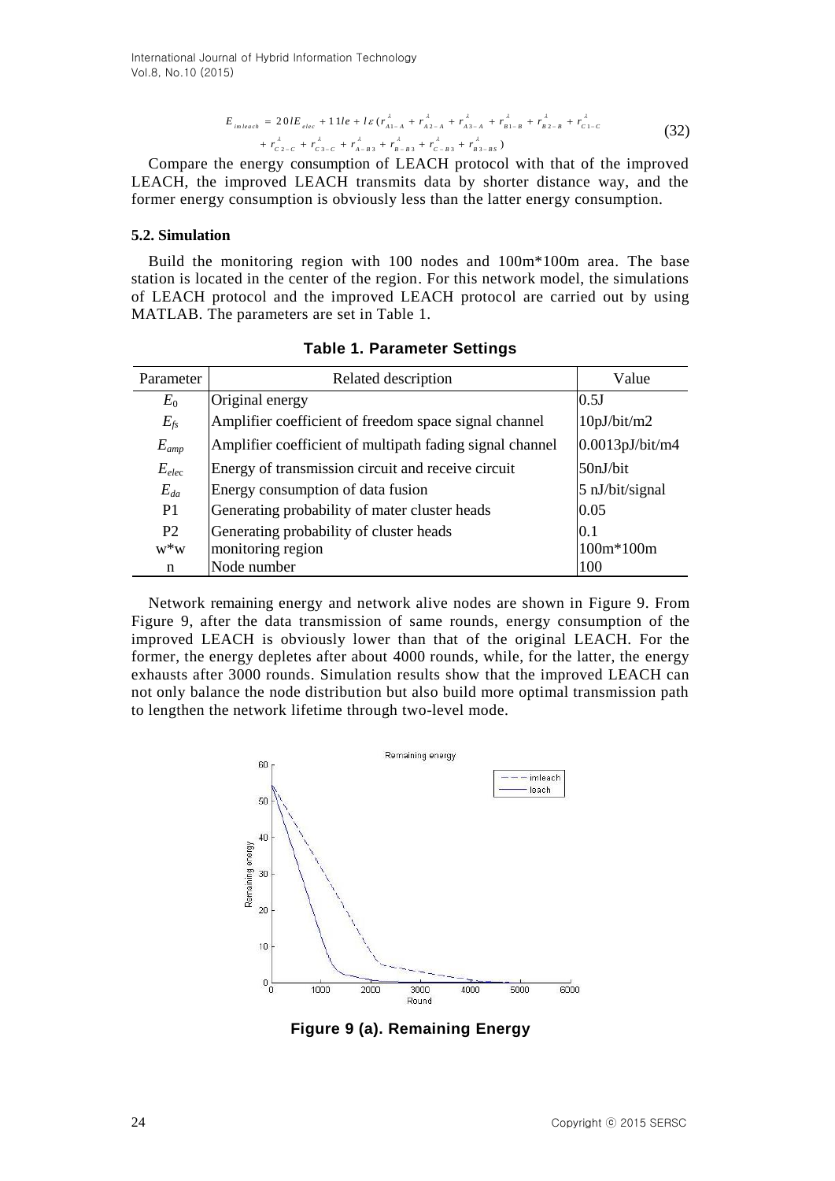$$E_{imleach} = 20lE_{elec} + 11le + l\varepsilon(r^{\lambda}_{A1-A} + r^{\lambda}_{A2-A} + r^{\lambda}_{A3-A} + r^{\lambda}_{B1-B} + r^{\lambda}_{B2-B} + r^{\lambda}_{C1-C} + r^{\lambda}_{C2-C} + r^{\lambda}_{C3-C} + r^{\lambda}_{A-B3} + r^{\lambda}_{B-B3} + r^{\lambda}_{C-B3} + r^{\lambda}_{B3-BS}) \tag{32}$$

Compare the energy consumption of LEACH protocol with that of the improved LEACH, the improved LEACH transmits data by shorter distance way, and the former energy consumption is obviously less than the latter energy consumption.

### 5.2. Simulation

Build the monitoring region with 100 nodes and 100m*100m area. The base station is located in the center of the region. For this network model, the simulations of LEACH protocol and the improved LEACH protocol are carried out by using MATLAB. The parameters are set in Table 1.

**Table 1. Parameter Settings**

| Parameter | Related description | Value |
|---|---|---|
| $E_0$ | Original energy | 0.5J |
| $E_{fs}$ | Amplifier coefficient of freedom space signal channel | 10pJ/bit/m2 |
| $E_{amp}$ | Amplifier coefficient of multipath fading signal channel | 0.0013pJ/bit/m4 |
| $E_{elec}$ | Energy of transmission circuit and receive circuit | 50nJ/bit |
| $E_{da}$ | Energy consumption of data fusion | 5 nJ/bit/signal |
| P1 | Generating probability of mater cluster heads | 0.05 |
| P2 | Generating probability of cluster heads | 0.1 |
| w*w | monitoring region | 100m*100m |
| n | Node number | 100 |

Network remaining energy and network alive nodes are shown in Figure 9. From Figure 9, after the data transmission of same rounds, energy consumption of the improved LEACH is obviously lower than that of the original LEACH. For the former, the energy depletes after about 4000 rounds, while, for the latter, the energy exhausts after 3000 rounds. Simulation results show that the improved LEACH can not only balance the node distribution but also build more optimal transmission path to lengthen the network lifetime through two-level mode.

**Figure 9 (a). Remaining Energy**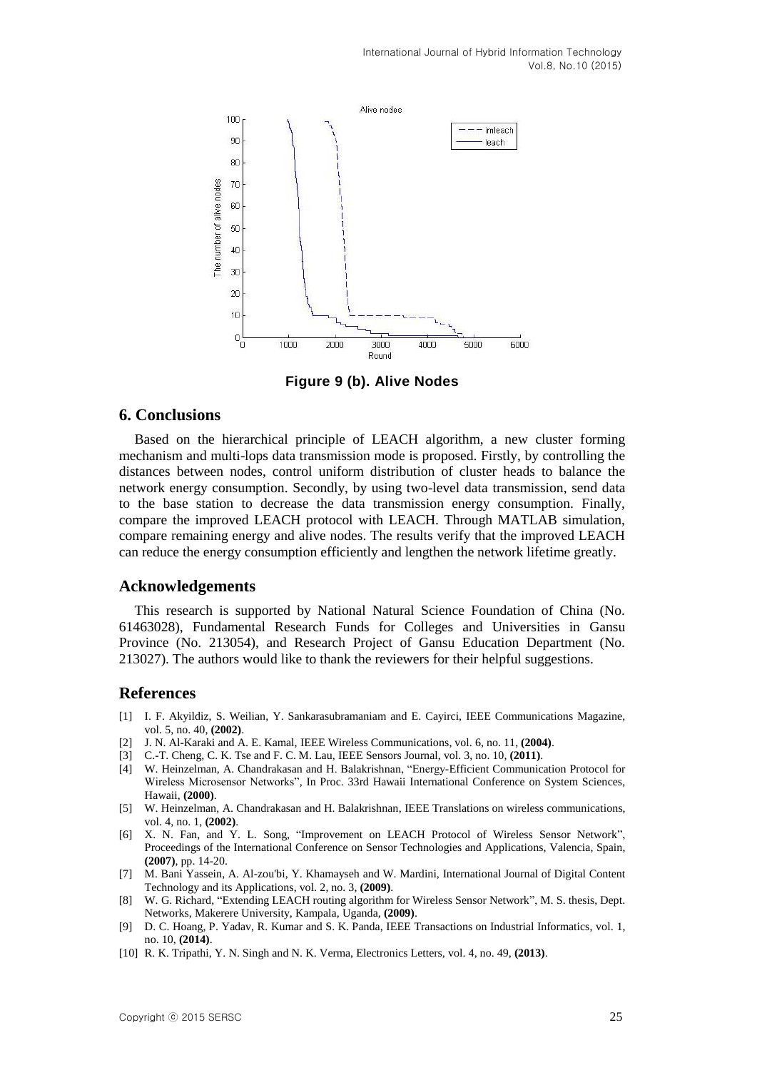Figure 9 (b). Alive Nodes

## 6. Conclusions

Based on the hierarchical principle of LEACH algorithm, a new cluster forming mechanism and multi-lops data transmission mode is proposed. Firstly, by controlling the distances between nodes, control uniform distribution of cluster heads to balance the network energy consumption. Secondly, by using two-level data transmission, send data to the base station to decrease the data transmission energy consumption. Finally, compare the improved LEACH protocol with LEACH. Through MATLAB simulation, compare remaining energy and alive nodes. The results verify that the improved LEACH can reduce the energy consumption efficiently and lengthen the network lifetime greatly.

## Acknowledgements

This research is supported by National Natural Science Foundation of China (No. 61463028), Fundamental Research Funds for Colleges and Universities in Gansu Province (No. 213054), and Research Project of Gansu Education Department (No. 213027). The authors would like to thank the reviewers for their helpful suggestions.

## References

[1] I. F. Akyildiz, S. Weilian, Y. Sankarasubramaniam and E. Cayirci, IEEE Communications Magazine, vol. 5, no. 40, **(2002)**.

[2] J. N. Al-Karaki and A. E. Kamal, IEEE Wireless Communications, vol. 6, no. 11, **(2004)**.

[3] C.-T. Cheng, C. K. Tse and F. C. M. Lau, IEEE Sensors Journal, vol. 3, no. 10, **(2011)**.

[4] W. Heinzelman, A. Chandrakasan and H. Balakrishnan, "Energy-Efficient Communication Protocol for Wireless Microsensor Networks", In Proc. 33rd Hawaii International Conference on System Sciences, Hawaii, **(2000)**.

[5] W. Heinzelman, A. Chandrakasan and H. Balakrishnan, IEEE Translations on wireless communications, vol. 4, no. 1, **(2002)**.

[6] X. N. Fan, and Y. L. Song, "Improvement on LEACH Protocol of Wireless Sensor Network", Proceedings of the International Conference on Sensor Technologies and Applications, Valencia, Spain, **(2007)**, pp. 14-20.

[7] M. Bani Yassein, A. Al-zou'bi, Y. Khamayseh and W. Mardini, International Journal of Digital Content Technology and its Applications, vol. 2, no. 3, **(2009)**.

[8] W. G. Richard, "Extending LEACH routing algorithm for Wireless Sensor Network", M. S. thesis, Dept. Networks, Makerere University, Kampala, Uganda, **(2009)**.

[9] D. C. Hoang, P. Yadav, R. Kumar and S. K. Panda, IEEE Transactions on Industrial Informatics, vol. 1, no. 10, **(2014)**.

[10] R. K. Tripathi, Y. N. Singh and N. K. Verma, Electronics Letters, vol. 4, no. 49, **(2013)**.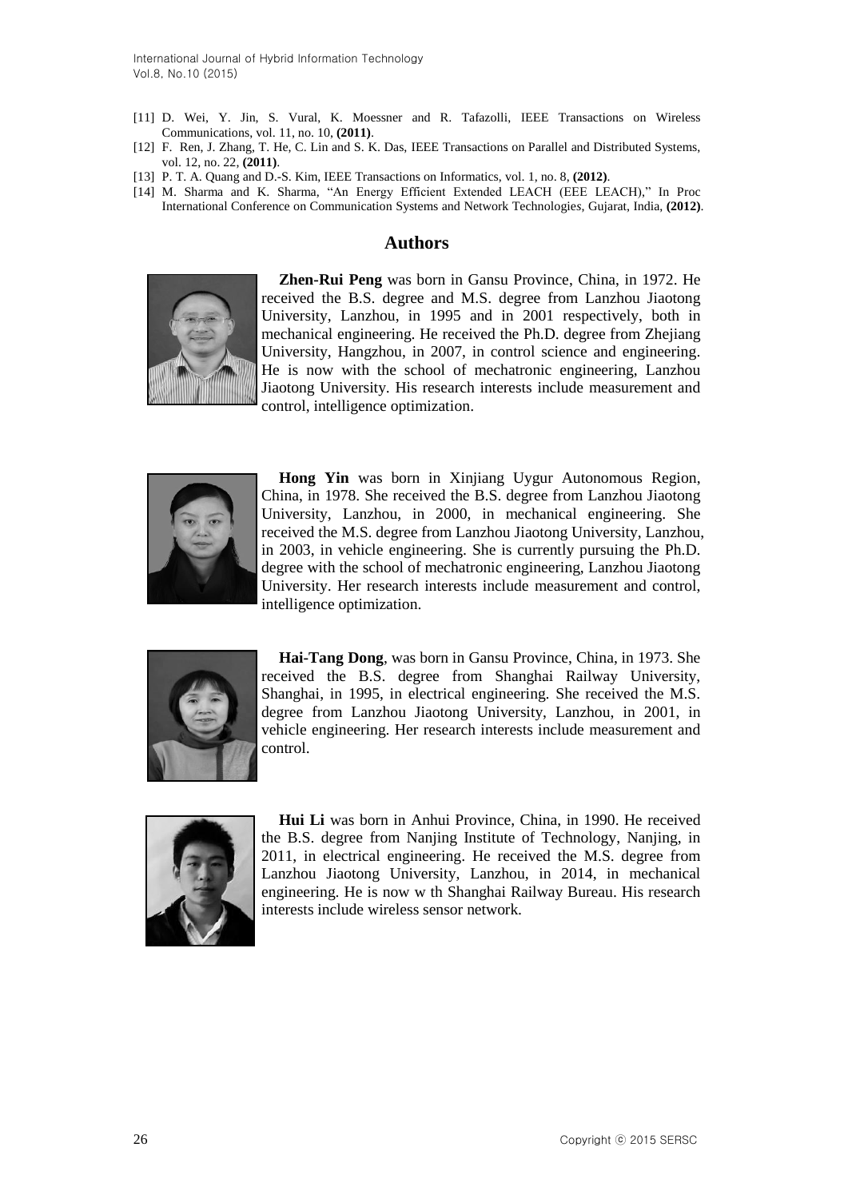[11] D. Wei, Y. Jin, S. Vural, K. Moessner and R. Tafazolli, IEEE Transactions on Wireless Communications, vol. 11, no. 10, **(2011)**.

[12] F. Ren, J. Zhang, T. He, C. Lin and S. K. Das, IEEE Transactions on Parallel and Distributed Systems, vol. 12, no. 22, **(2011)**.

[13] P. T. A. Quang and D.-S. Kim, IEEE Transactions on Informatics, vol. 1, no. 8, **(2012)**.

[14] M. Sharma and K. Sharma, "An Energy Efficient Extended LEACH (EEE LEACH)," In Proc International Conference on Communication Systems and Network Technologies, Gujarat, India, **(2012)**.

## Authors

**Zhen-Rui Peng** was born in Gansu Province, China, in 1972. He received the B.S. degree and M.S. degree from Lanzhou Jiaotong University, Lanzhou, in 1995 and in 2001 respectively, both in mechanical engineering. He received the Ph.D. degree from Zhejiang University, Hangzhou, in 2007, in control science and engineering. He is now with the school of mechatronic engineering, Lanzhou Jiaotong University. His research interests include measurement and control, intelligence optimization.

**Hong Yin** was born in Xinjiang Uygur Autonomous Region, China, in 1978. She received the B.S. degree from Lanzhou Jiaotong University, Lanzhou, in 2000, in mechanical engineering. She received the M.S. degree from Lanzhou Jiaotong University, Lanzhou, in 2003, in vehicle engineering. She is currently pursuing the Ph.D. degree with the school of mechatronic engineering, Lanzhou Jiaotong University. Her research interests include measurement and control, intelligence optimization.

**Hai-Tang Dong**, was born in Gansu Province, China, in 1973. She received the B.S. degree from Shanghai Railway University, Shanghai, in 1995, in electrical engineering. She received the M.S. degree from Lanzhou Jiaotong University, Lanzhou, in 2001, in vehicle engineering. Her research interests include measurement and control.

**Hui Li** was born in Anhui Province, China, in 1990. He received the B.S. degree from Nanjing Institute of Technology, Nanjing, in 2011, in electrical engineering. He received the M.S. degree from Lanzhou Jiaotong University, Lanzhou, in 2014, in mechanical engineering. He is now w th Shanghai Railway Bureau. His research interests include wireless sensor network.